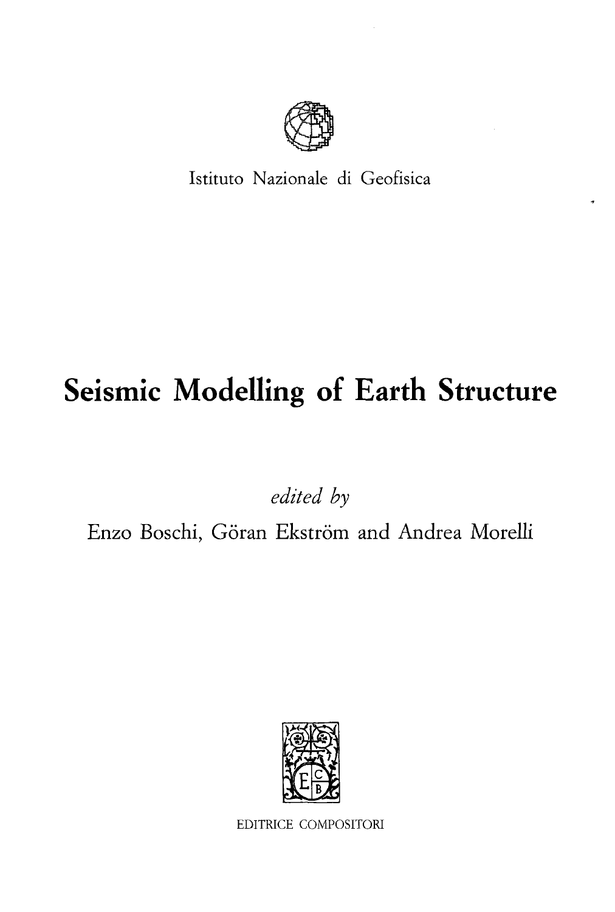Istituto Nazionale di Geofisica

# Seismic Modelling of Earth Structure

*edited by*

Enzo Boschi, Göran Ekström and Andrea Morelli

EDITRICE COMPOSITORI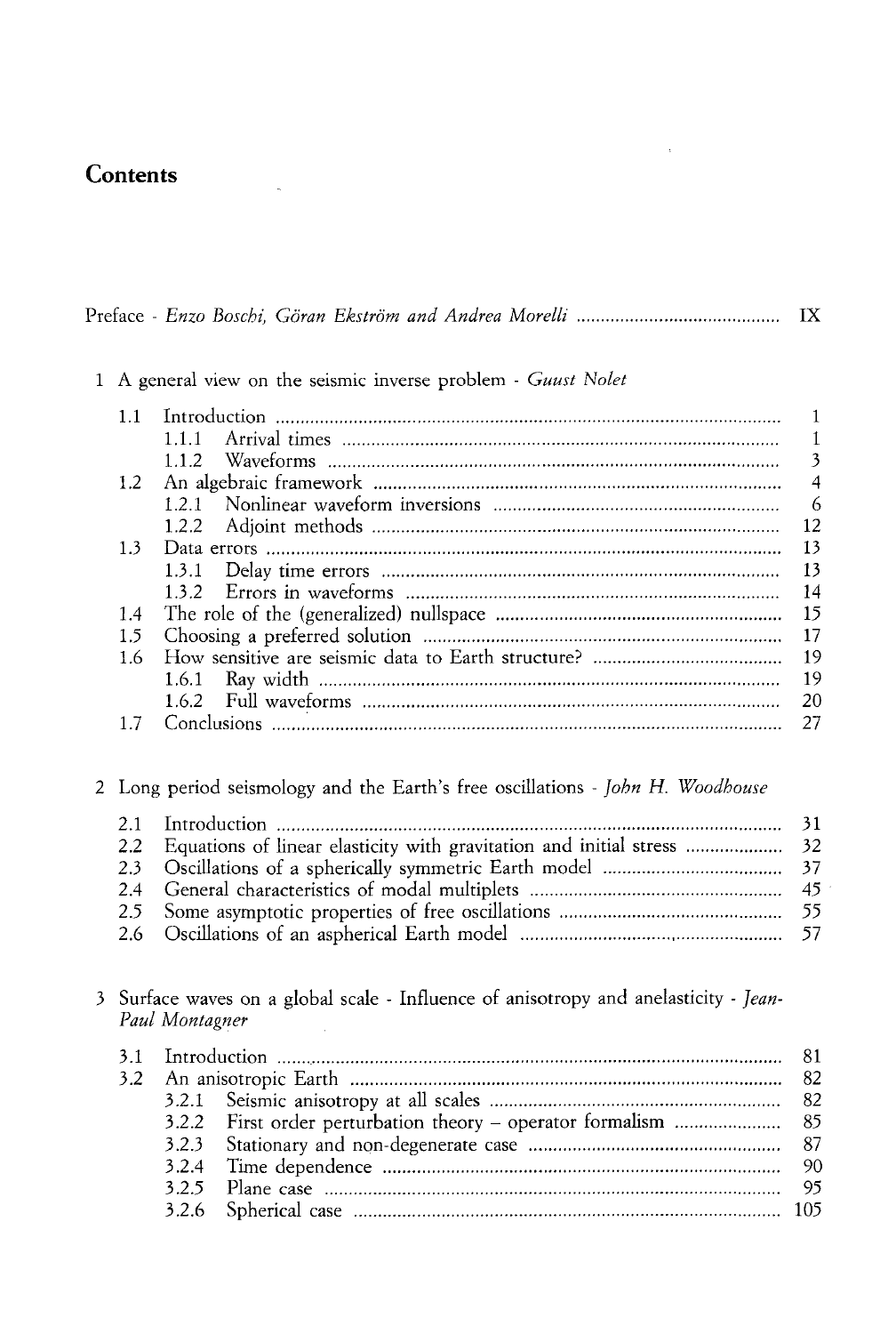# Contents

Preface - *Enzo Boschi, Göran Ekström and Andrea Morelli* ..... IX

1 A general view on the seismic inverse problem - *Guust Nolet*

| | | |
|---|---|---|
| 1.1 | Introduction | 1 |
| | 1.1.1 Arrival times | 1 |
| | 1.1.2 Waveforms | 3 |
| 1.2 | An algebraic framework | 4 |
| | 1.2.1 Nonlinear waveform inversions | 6 |
| | 1.2.2 Adjoint methods | 12 |
| 1.3 | Data errors | 13 |
| | 1.3.1 Delay time errors | 13 |
| | 1.3.2 Errors in waveforms | 14 |
| 1.4 | The role of the (generalized) nullspace | 15 |
| 1.5 | Choosing a preferred solution | 17 |
| 1.6 | How sensitive are seismic data to Earth structure? | 19 |
| | 1.6.1 Ray width | 19 |
| | 1.6.2 Full waveforms | 20 |
| 1.7 | Conclusions | 27 |

2 Long period seismology and the Earth's free oscillations - *John H. Woodhouse*

| | | |
|---|---|---|
| 2.1 | Introduction | 31 |
| 2.2 | Equations of linear elasticity with gravitation and initial stress | 32 |
| 2.3 | Oscillations of a spherically symmetric Earth model | 37 |
| 2.4 | General characteristics of modal multiplets | 45 |
| 2.5 | Some asymptotic properties of free oscillations | 55 |
| 2.6 | Oscillations of an aspherical Earth model | 57 |

3 Surface waves on a global scale - Influence of anisotropy and anelasticity - *Jean-Paul Montagner*

| | | |
|---|---|---|
| 3.1 | Introduction | 81 |
| 3.2 | An anisotropic Earth | 82 |
| | 3.2.1 Seismic anisotropy at all scales | 82 |
| | 3.2.2 First order perturbation theory – operator formalism | 85 |
| | 3.2.3 Stationary and non-degenerate case | 87 |
| | 3.2.4 Time dependence | 90 |
| | 3.2.5 Plane case | 95 |
| | 3.2.6 Spherical case | 105 |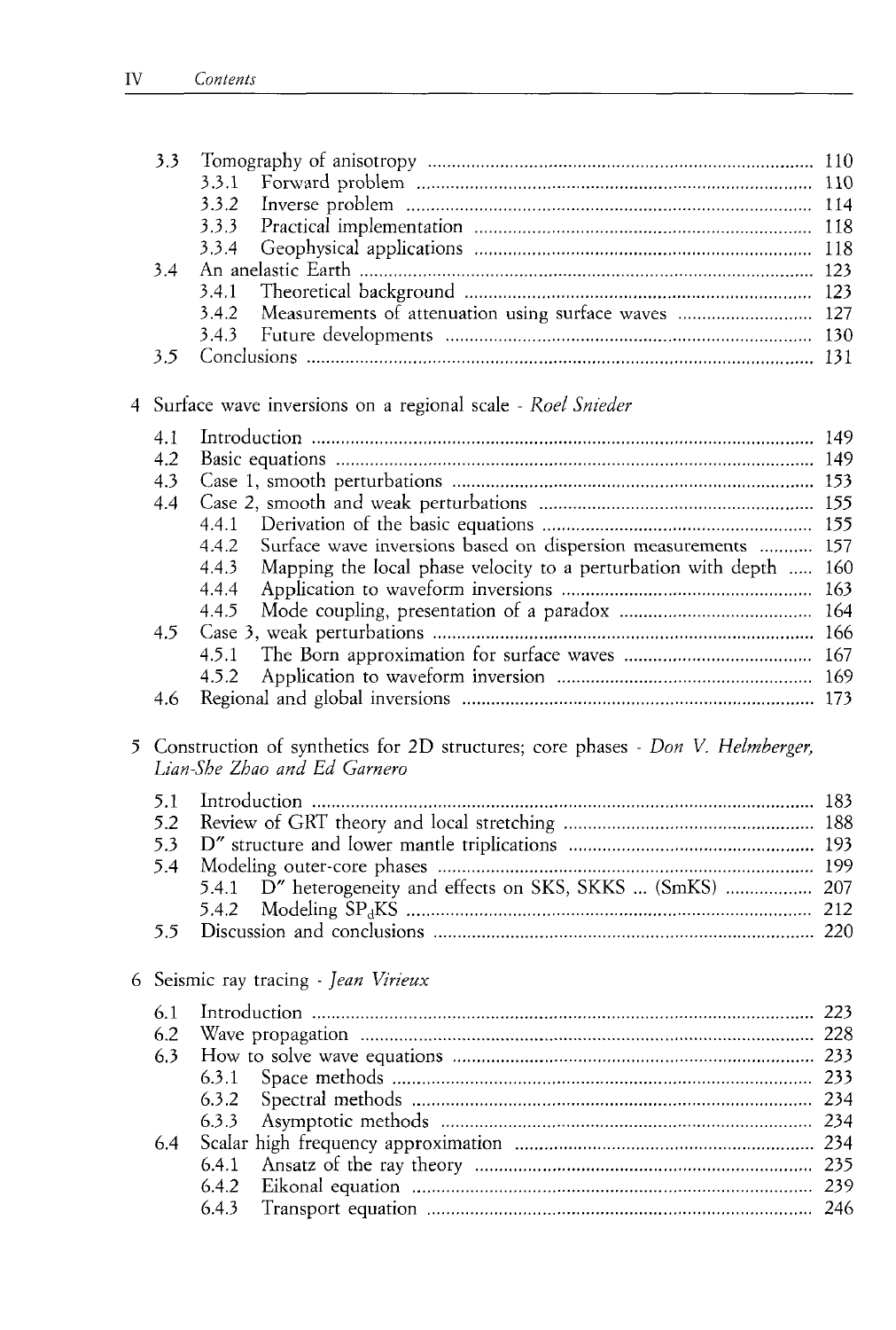3.3 Tomography of anisotropy ..... 110
  3.3.1 Forward problem ..... 110
  3.3.2 Inverse problem ..... 114
  3.3.3 Practical implementation ..... 118
  3.3.4 Geophysical applications ..... 118
3.4 An anelastic Earth ..... 123
  3.4.1 Theoretical background ..... 123
  3.4.2 Measurements of attenuation using surface waves ..... 127
  3.4.3 Future developments ..... 130
3.5 Conclusions ..... 131

4 Surface wave inversions on a regional scale - *Roel Snieder*

4.1 Introduction ..... 149
4.2 Basic equations ..... 149
4.3 Case 1, smooth perturbations ..... 153
4.4 Case 2, smooth and weak perturbations ..... 155
  4.4.1 Derivation of the basic equations ..... 155
  4.4.2 Surface wave inversions based on dispersion measurements ..... 157
  4.4.3 Mapping the local phase velocity to a perturbation with depth ..... 160
  4.4.4 Application to waveform inversions ..... 163
  4.4.5 Mode coupling, presentation of a paradox ..... 164
4.5 Case 3, weak perturbations ..... 166
  4.5.1 The Born approximation for surface waves ..... 167
  4.5.2 Application to waveform inversion ..... 169
4.6 Regional and global inversions ..... 173

5 Construction of synthetics for 2D structures; core phases - *Don V. Helmberger, Lian-She Zhao and Ed Garnero*

5.1 Introduction ..... 183
5.2 Review of GRT theory and local stretching ..... 188
5.3 D″ structure and lower mantle triplications ..... 193
5.4 Modeling outer-core phases ..... 199
  5.4.1 D″ heterogeneity and effects on SKS, SKKS ... (SmKS) ..... 207
  5.4.2 Modeling $SP_dKS$ ..... 212
5.5 Discussion and conclusions ..... 220

6 Seismic ray tracing - *Jean Virieux*

6.1 Introduction ..... 223
6.2 Wave propagation ..... 228
6.3 How to solve wave equations ..... 233
  6.3.1 Space methods ..... 233
  6.3.2 Spectral methods ..... 234
  6.3.3 Asymptotic methods ..... 234
6.4 Scalar high frequency approximation ..... 234
  6.4.1 Ansatz of the ray theory ..... 235
  6.4.2 Eikonal equation ..... 239
  6.4.3 Transport equation ..... 246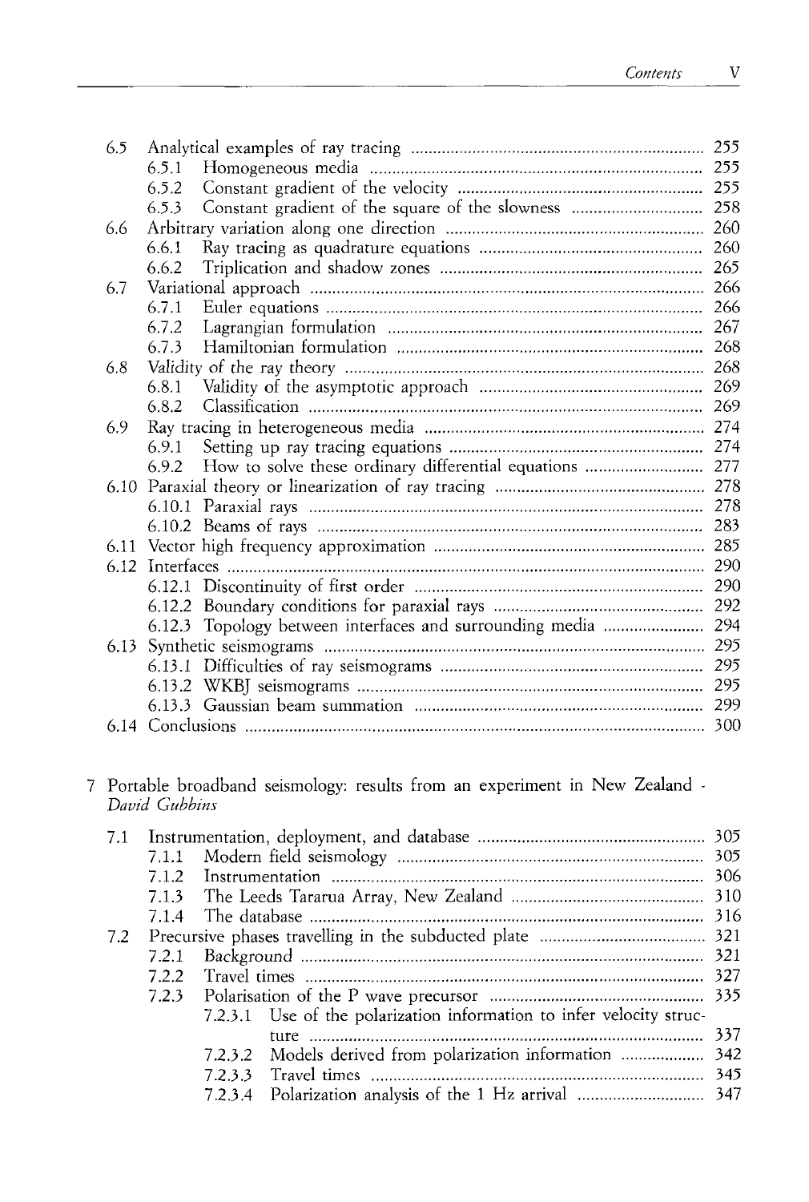| | | |
|---|---|---|
| 6.5 | Analytical examples of ray tracing | 255 |
| | 6.5.1 Homogeneous media | 255 |
| | 6.5.2 Constant gradient of the velocity | 255 |
| | 6.5.3 Constant gradient of the square of the slowness | 258 |
| 6.6 | Arbitrary variation along one direction | 260 |
| | 6.6.1 Ray tracing as quadrature equations | 260 |
| | 6.6.2 Triplication and shadow zones | 265 |
| 6.7 | Variational approach | 266 |
| | 6.7.1 Euler equations | 266 |
| | 6.7.2 Lagrangian formulation | 267 |
| | 6.7.3 Hamiltonian formulation | 268 |
| 6.8 | Validity of the ray theory | 268 |
| | 6.8.1 Validity of the asymptotic approach | 269 |
| | 6.8.2 Classification | 269 |
| 6.9 | Ray tracing in heterogeneous media | 274 |
| | 6.9.1 Setting up ray tracing equations | 274 |
| | 6.9.2 How to solve these ordinary differential equations | 277 |
| 6.10 | Paraxial theory or linearization of ray tracing | 278 |
| | 6.10.1 Paraxial rays | 278 |
| | 6.10.2 Beams of rays | 283 |
| 6.11 | Vector high frequency approximation | 285 |
| 6.12 | Interfaces | 290 |
| | 6.12.1 Discontinuity of first order | 290 |
| | 6.12.2 Boundary conditions for paraxial rays | 292 |
| | 6.12.3 Topology between interfaces and surrounding media | 294 |
| 6.13 | Synthetic seismograms | 295 |
| | 6.13.1 Difficulties of ray seismograms | 295 |
| | 6.13.2 WKBJ seismograms | 295 |
| | 6.13.3 Gaussian beam summation | 299 |
| 6.14 | Conclusions | 300 |

7 Portable broadband seismology: results from an experiment in New Zealand - *David Gubbins*

| | | |
|---|---|---|
| 7.1 | Instrumentation, deployment, and database | 305 |
| | 7.1.1 Modern field seismology | 305 |
| | 7.1.2 Instrumentation | 306 |
| | 7.1.3 The Leeds Tararua Array, New Zealand | 310 |
| | 7.1.4 The database | 316 |
| 7.2 | Precursive phases travelling in the subducted plate | 321 |
| | 7.2.1 Background | 321 |
| | 7.2.2 Travel times | 327 |
| | 7.2.3 Polarisation of the P wave precursor | 335 |
| | 7.2.3.1 Use of the polarization information to infer velocity structure | 337 |
| | 7.2.3.2 Models derived from polarization information | 342 |
| | 7.2.3.3 Travel times | 345 |
| | 7.2.3.4 Polarization analysis of the 1 Hz arrival | 347 |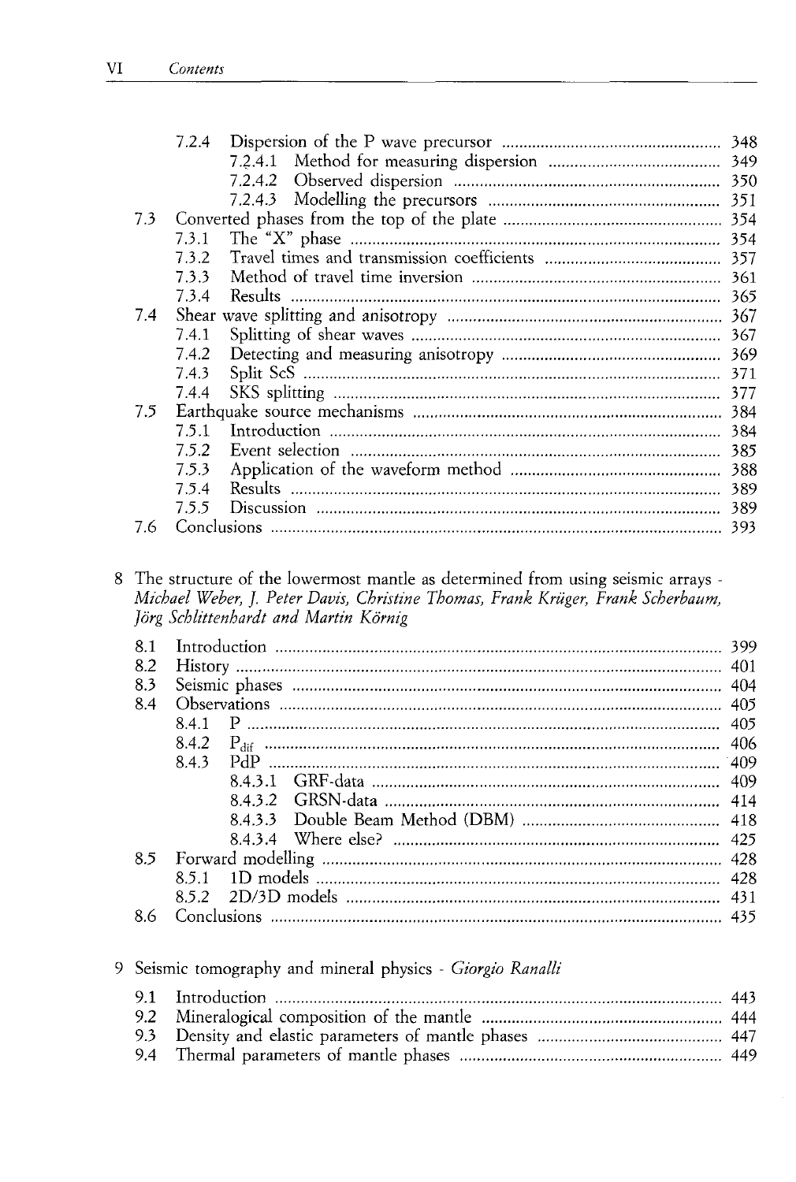- 7.2.4 Dispersion of the P wave precursor ... 348
  - 7.2.4.1 Method for measuring dispersion ... 349
  - 7.2.4.2 Observed dispersion ... 350
  - 7.2.4.3 Modelling the precursors ... 351
- 7.3 Converted phases from the top of the plate ... 354
  - 7.3.1 The "X" phase ... 354
  - 7.3.2 Travel times and transmission coefficients ... 357
  - 7.3.3 Method of travel time inversion ... 361
  - 7.3.4 Results ... 365
- 7.4 Shear wave splitting and anisotropy ... 367
  - 7.4.1 Splitting of shear waves ... 367
  - 7.4.2 Detecting and measuring anisotropy ... 369
  - 7.4.3 Split ScS ... 371
  - 7.4.4 SKS splitting ... 377
- 7.5 Earthquake source mechanisms ... 384
  - 7.5.1 Introduction ... 384
  - 7.5.2 Event selection ... 385
  - 7.5.3 Application of the waveform method ... 388
  - 7.5.4 Results ... 389
  - 7.5.5 Discussion ... 389
- 7.6 Conclusions ... 393

## 8 The structure of the lowermost mantle as determined from using seismic arrays - *Michael Weber, J. Peter Davis, Christine Thomas, Frank Krüger, Frank Scherbaum, Jörg Schlittenhardt and Martin Körnig*

- 8.1 Introduction ... 399
- 8.2 History ... 401
- 8.3 Seismic phases ... 404
- 8.4 Observations ... 405
  - 8.4.1 P ... 405
  - 8.4.2 $P_{dif}$ ... 406
  - 8.4.3 PdP ... 409
    - 8.4.3.1 GRF-data ... 409
    - 8.4.3.2 GRSN-data ... 414
    - 8.4.3.3 Double Beam Method (DBM) ... 418
    - 8.4.3.4 Where else? ... 425
- 8.5 Forward modelling ... 428
  - 8.5.1 1D models ... 428
  - 8.5.2 2D/3D models ... 431
- 8.6 Conclusions ... 435

## 9 Seismic tomography and mineral physics - *Giorgio Ranalli*

- 9.1 Introduction ... 443
- 9.2 Mineralogical composition of the mantle ... 444
- 9.3 Density and elastic parameters of mantle phases ... 447
- 9.4 Thermal parameters of mantle phases ... 449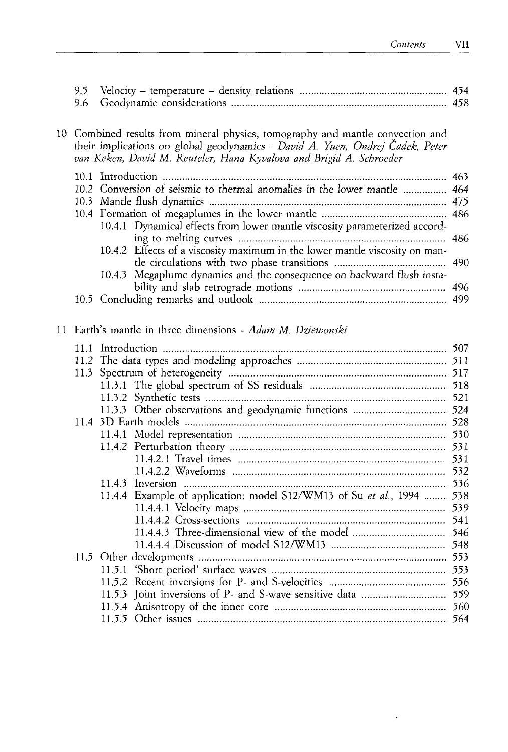9.5 Velocity – temperature – density relations ..... 454
9.6 Geodynamic considerations ..... 458

10 Combined results from mineral physics, tomography and mantle convection and their implications on global geodynamics - *David A. Yuen, Ondrej Čadek, Peter van Keken, David M. Reuteler, Hana Kyvalova and Brigid A. Schroeder*

10.1 Introduction ..... 463
10.2 Conversion of seismic to thermal anomalies in the lower mantle ..... 464
10.3 Mantle flush dynamics ..... 475
10.4 Formation of megaplumes in the lower mantle ..... 486
10.4.1 Dynamical effects from lower-mantle viscosity parameterized according to melting curves ..... 486
10.4.2 Effects of a viscosity maximum in the lower mantle viscosity on mantle circulations with two phase transitions ..... 490
10.4.3 Megaplume dynamics and the consequence on backward flush instability and slab retrograde motions ..... 496
10.5 Concluding remarks and outlook ..... 499

11 Earth's mantle in three dimensions - *Adam M. Dziewonski*

11.1 Introduction ..... 507
11.2 The data types and modeling approaches ..... 511
11.3 Spectrum of heterogeneity ..... 517
11.3.1 The global spectrum of SS residuals ..... 518
11.3.2 Synthetic tests ..... 521
11.3.3 Other observations and geodynamic functions ..... 524
11.4 3D Earth models ..... 528
11.4.1 Model representation ..... 530
11.4.2 Perturbation theory ..... 531
11.4.2.1 Travel times ..... 531
11.4.2.2 Waveforms ..... 532
11.4.3 Inversion ..... 536
11.4.4 Example of application: model S12/WM13 of Su *et al.*, 1994 ..... 538
11.4.4.1 Velocity maps ..... 539
11.4.4.2 Cross-sections ..... 541
11.4.4.3 Three-dimensional view of the model ..... 546
11.4.4.4 Discussion of model S12/WM13 ..... 548
11.5 Other developments ..... 553
11.5.1 'Short period' surface waves ..... 553
11.5.2 Recent inversions for P- and S-velocities ..... 556
11.5.3 Joint inversions of P- and S-wave sensitive data ..... 559
11.5.4 Anisotropy of the inner core ..... 560
11.5.5 Other issues ..... 564